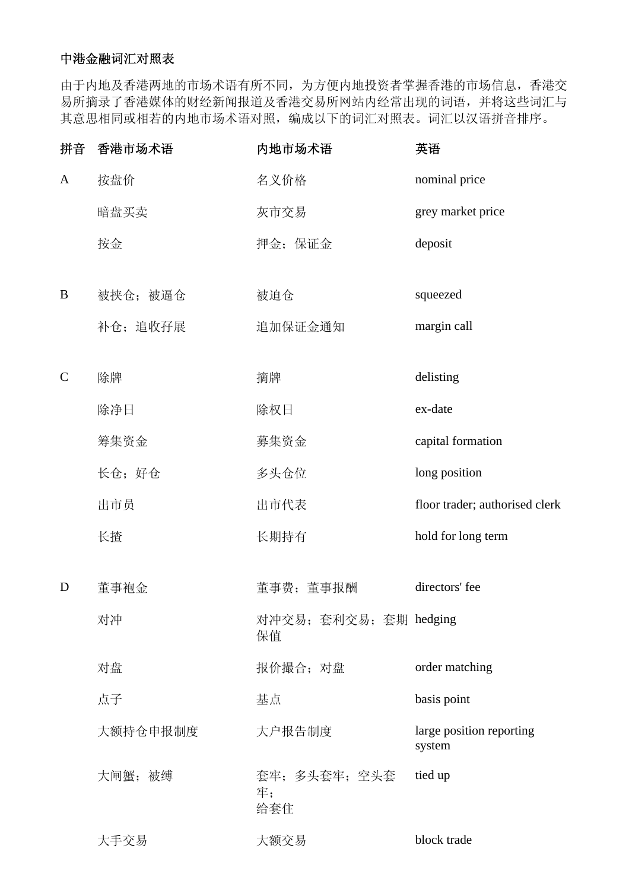# 中港金融词汇对照表

由于内地及香港两地的市场术语有所不同，为方便内地投资者掌握香港的市场信息，香港交易所摘录了香港媒体的财经新闻报道及香港交易所网站内经常出现的词语，并将这些词汇与其意思相同或相若的内地市场术语对照，编成以下的词汇对照表。词汇以汉语拼音排序。

| 拼音 | 香港市场术语 | 内地市场术语 | 英语 |
|---|---|---|---|
| A | 按盘价 | 名义价格 | nominal price |
| | 暗盘买卖 | 灰市交易 | grey market price |
| | 按金 | 押金；保证金 | deposit |
| B | 被挟仓；被逼仓 | 被迫仓 | squeezed |
| | 补仓；追收孖展 | 追加保证金通知 | margin call |
| C | 除牌 | 摘牌 | delisting |
| | 除净日 | 除权日 | ex-date |
| | 筹集资金 | 募集资金 | capital formation |
| | 长仓；好仓 | 多头仓位 | long position |
| | 出市员 | 出市代表 | floor trader; authorised clerk |
| | 长揸 | 长期持有 | hold for long term |
| D | 董事袍金 | 董事费；董事报酬 | directors' fee |
| | 对冲 | 对冲交易；套利交易；套期保值 | hedging |
| | 对盘 | 报价撮合；对盘 | order matching |
| | 点子 | 基点 | basis point |
| | 大额持仓申报制度 | 大户报告制度 | large position reporting system |
| | 大闸蟹；被缚 | 套牢；多头套牢；空头套牢；给套住 | tied up |
| | 大手交易 | 大额交易 | block trade |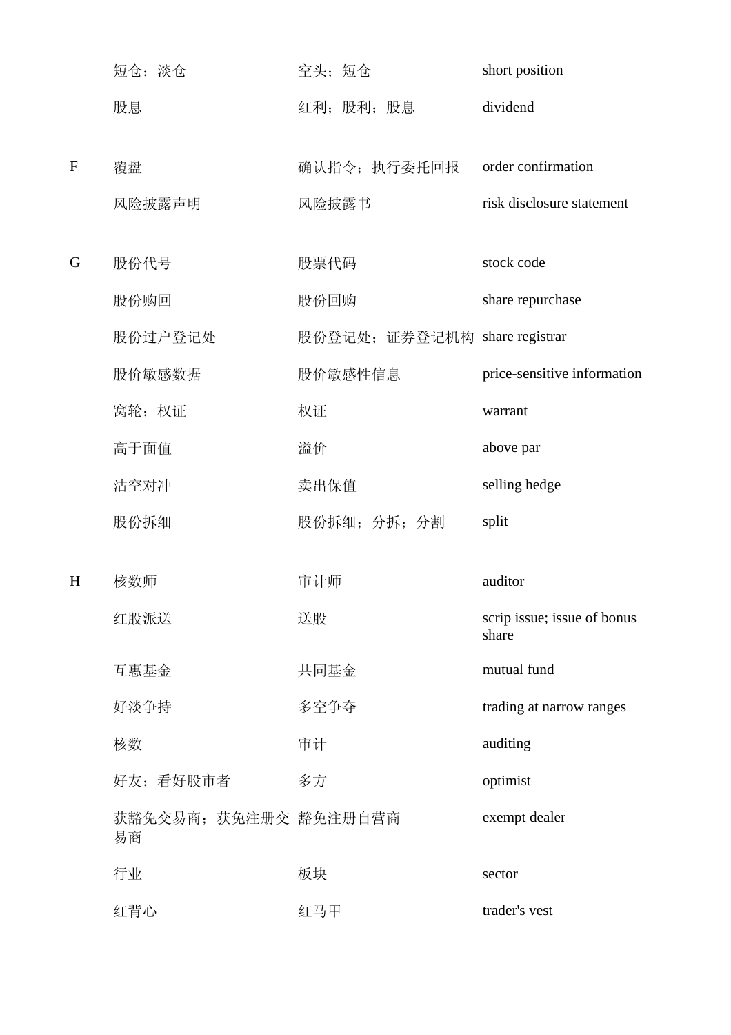|  |  |  |  |
|---|---|---|---|
|  | 短仓；淡仓 | 空头；短仓 | short position |
|  | 股息 | 红利；股利；股息 | dividend |
| F | 覆盘 | 确认指令；执行委托回报 | order confirmation |
|  | 风险披露声明 | 风险披露书 | risk disclosure statement |
| G | 股份代号 | 股票代码 | stock code |
|  | 股份购回 | 股份回购 | share repurchase |
|  | 股份过户登记处 | 股份登记处；证券登记机构 | share registrar |
|  | 股价敏感数据 | 股价敏感性信息 | price-sensitive information |
|  | 窝轮；权证 | 权证 | warrant |
|  | 高于面值 | 溢价 | above par |
|  | 沽空对冲 | 卖出保值 | selling hedge |
|  | 股份拆细 | 股份拆细；分拆；分割 | split |
| H | 核数师 | 审计师 | auditor |
|  | 红股派送 | 送股 | scrip issue; issue of bonus share |
|  | 互惠基金 | 共同基金 | mutual fund |
|  | 好淡争持 | 多空争夺 | trading at narrow ranges |
|  | 核数 | 审计 | auditing |
|  | 好友；看好股市者 | 多方 | optimist |
|  | 获豁免交易商；获免注册交易商 | 豁免注册自营商 | exempt dealer |
|  | 行业 | 板块 | sector |
|  | 红背心 | 红马甲 | trader's vest |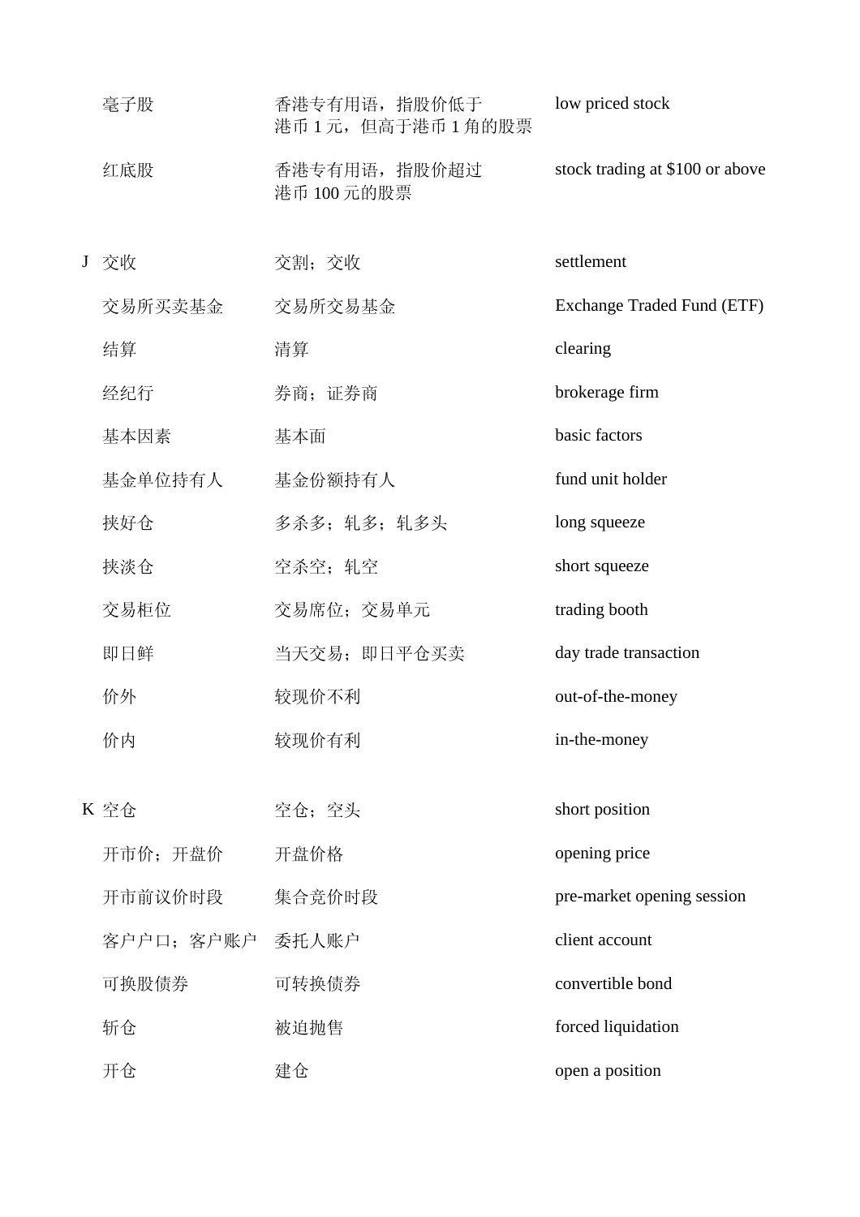| | | | |
|---|---|---|---|
| | 毫子股 | 香港专有用语，指股价低于港币 1 元，但高于港币 1 角的股票 | low priced stock |
| | 红底股 | 香港专有用语，指股价超过港币 100 元的股票 | stock trading at $100 or above |
| J | 交收 | 交割；交收 | settlement |
| | 交易所买卖基金 | 交易所交易基金 | Exchange Traded Fund (ETF) |
| | 结算 | 清算 | clearing |
| | 经纪行 | 券商；证券商 | brokerage firm |
| | 基本因素 | 基本面 | basic factors |
| | 基金单位持有人 | 基金份额持有人 | fund unit holder |
| | 挟好仓 | 多杀多；轧多；轧多头 | long squeeze |
| | 挟淡仓 | 空杀空；轧空 | short squeeze |
| | 交易柜位 | 交易席位；交易单元 | trading booth |
| | 即日鲜 | 当天交易；即日平仓买卖 | day trade transaction |
| | 价外 | 较现价不利 | out-of-the-money |
| | 价内 | 较现价有利 | in-the-money |
| K | 空仓 | 空仓；空头 | short position |
| | 开市价；开盘价 | 开盘价格 | opening price |
| | 开市前议价时段 | 集合竞价时段 | pre-market opening session |
| | 客户户口；客户账户 | 委托人账户 | client account |
| | 可换股债券 | 可转换债券 | convertible bond |
| | 斩仓 | 被迫抛售 | forced liquidation |
| | 开仓 | 建仓 | open a position |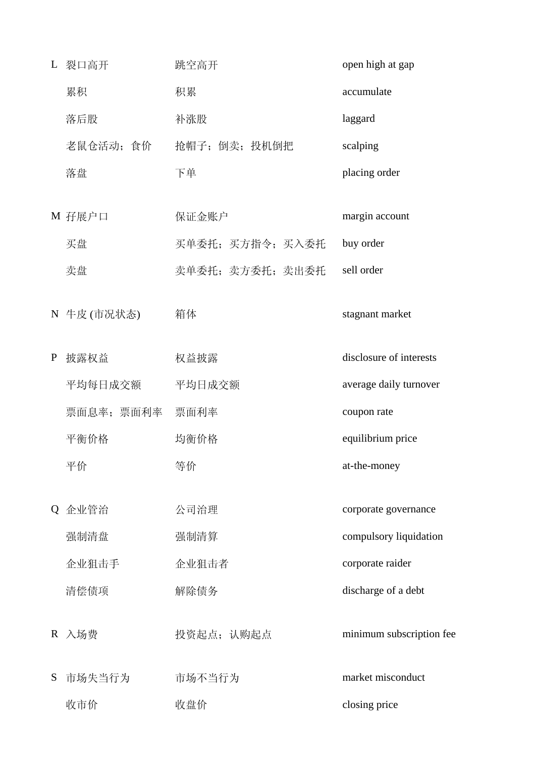| | | | |
|---|---|---|---|
| L | 裂口高开 | 跳空高开 | open high at gap |
| | 累积 | 积累 | accumulate |
| | 落后股 | 补涨股 | laggard |
| | 老鼠仓活动；食价 | 抢帽子；倒卖；投机倒把 | scalping |
| | 落盘 | 下单 | placing order |
| M | 孖展户口 | 保证金账户 | margin account |
| | 买盘 | 买单委托；买方指令；买入委托 | buy order |
| | 卖盘 | 卖单委托；卖方委托；卖出委托 | sell order |
| N | 牛皮 (市况状态) | 箱体 | stagnant market |
| P | 披露权益 | 权益披露 | disclosure of interests |
| | 平均每日成交额 | 平均日成交额 | average daily turnover |
| | 票面息率；票面利率 | 票面利率 | coupon rate |
| | 平衡价格 | 均衡价格 | equilibrium price |
| | 平价 | 等价 | at-the-money |
| Q | 企业管治 | 公司治理 | corporate governance |
| | 强制清盘 | 强制清算 | compulsory liquidation |
| | 企业狙击手 | 企业狙击者 | corporate raider |
| | 清偿债项 | 解除债务 | discharge of a debt |
| R | 入场费 | 投资起点；认购起点 | minimum subscription fee |
| S | 市场失当行为 | 市场不当行为 | market misconduct |
| | 收市价 | 收盘价 | closing price |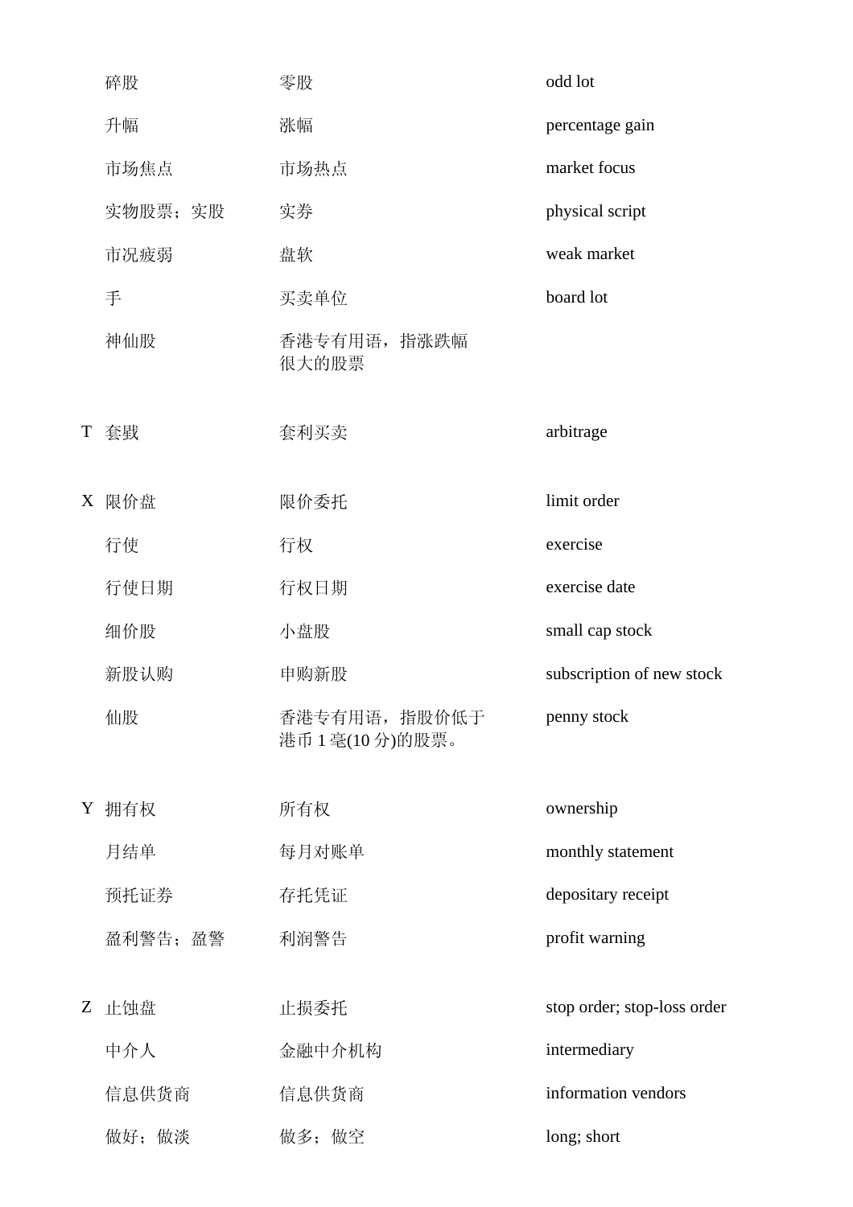| | | | |
|---|---|---|---|
| | 碎股 | 零股 | odd lot |
| | 升幅 | 涨幅 | percentage gain |
| | 市场焦点 | 市场热点 | market focus |
| | 实物股票；实股 | 实券 | physical script |
| | 市况疲弱 | 盘软 | weak market |
| | 手 | 买卖单位 | board lot |
| | 神仙股 | 香港专有用语，指涨跌幅很大的股票 | |
| T | 套戥 | 套利买卖 | arbitrage |
| X | 限价盘 | 限价委托 | limit order |
| | 行使 | 行权 | exercise |
| | 行使日期 | 行权日期 | exercise date |
| | 细价股 | 小盘股 | small cap stock |
| | 新股认购 | 申购新股 | subscription of new stock |
| | 仙股 | 香港专有用语，指股价低于港币 1 毫(10 分)的股票。 | penny stock |
| Y | 拥有权 | 所有权 | ownership |
| | 月结单 | 每月对账单 | monthly statement |
| | 预托证券 | 存托凭证 | depositary receipt |
| | 盈利警告；盈警 | 利润警告 | profit warning |
| Z | 止蚀盘 | 止损委托 | stop order; stop-loss order |
| | 中介人 | 金融中介机构 | intermediary |
| | 信息供货商 | 信息供货商 | information vendors |
| | 做好；做淡 | 做多；做空 | long; short |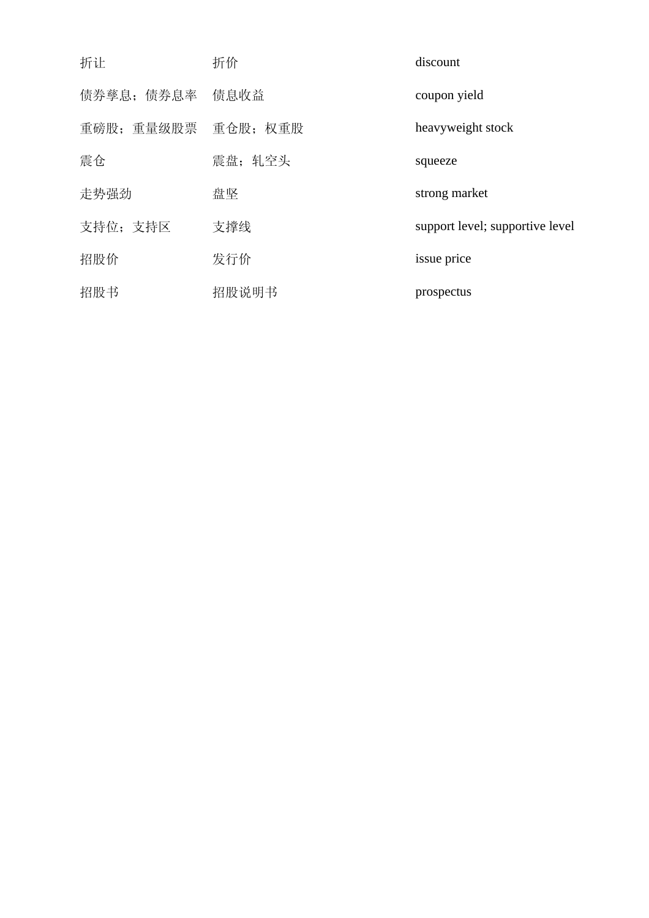| | | |
|---|---|---|
| 折让 | 折价 | discount |
| 债券孳息；债券息率 | 债息收益 | coupon yield |
| 重磅股；重量级股票 | 重仓股；权重股 | heavyweight stock |
| 震仓 | 震盘；轧空头 | squeeze |
| 走势强劲 | 盘坚 | strong market |
| 支持位；支持区 | 支撑线 | support level; supportive level |
| 招股价 | 发行价 | issue price |
| 招股书 | 招股说明书 | prospectus |